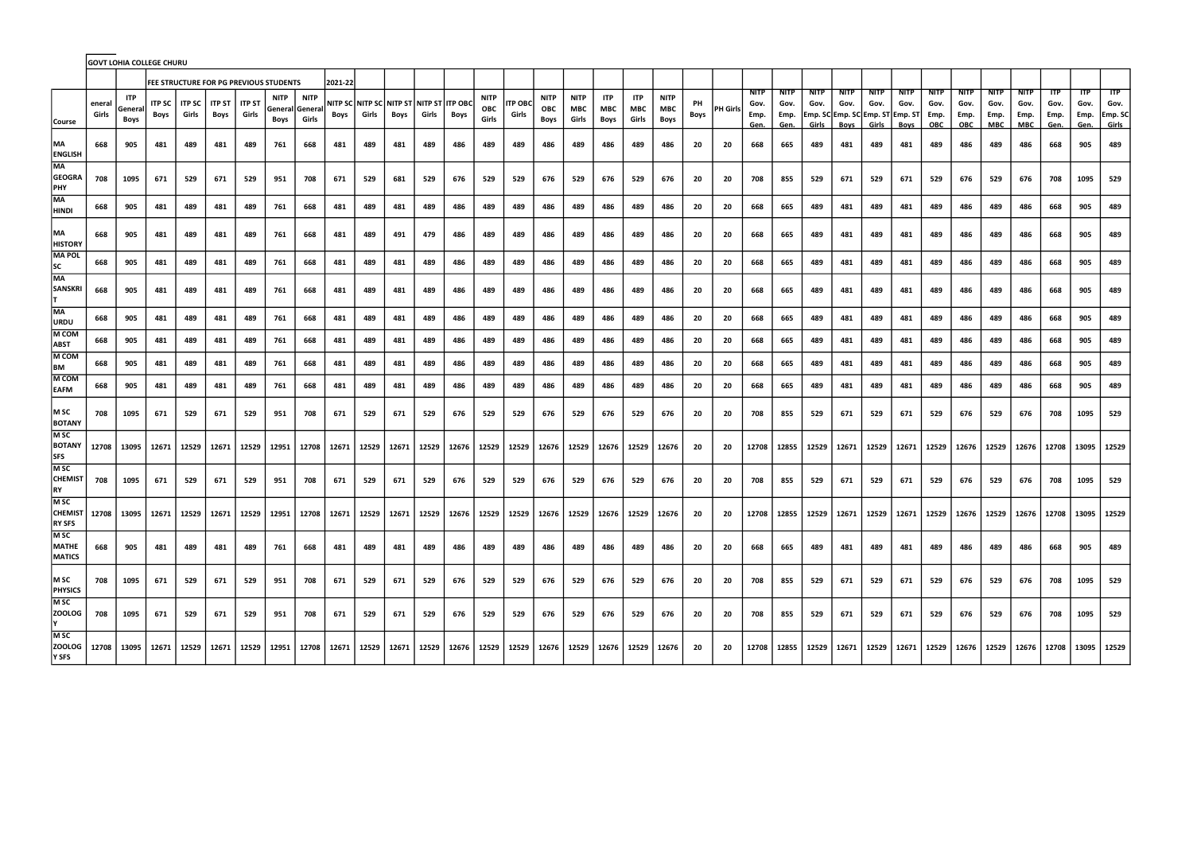GOVT LOHIA COLLEGE CHURU

FEE STRUCTURE FOR PG PREVIOUS STUDENTS 2021-22

| Course | eneral Girls | ITP General Boys | ITP SC Boys | ITP SC Girls | ITP ST Boys | ITP ST Girls | NITP General Boys | NITP General Girls | NITP SC Boys | NITP SC Girls | NITP ST Boys | NITP ST Girls | ITP OBC Boys | NITP OBC Girls | ITP OBC Girls | NITP OBC Boys | NITP MBC Girls | ITP MBC Boys | ITP MBC Girls | NITP MBC Boys | PH Boys | PH Girls | NITP Gov. Emp. Gen. | NITP Gov. Emp. Gen. | NITP Gov. Emp. SC Girls | NITP Gov. Emp. SC Boys | NITP Gov. Emp. ST Girls | NITP Gov. Emp. ST Boys | NITP Gov. Emp. OBC | NITP Gov. Emp. OBC | NITP Gov. Emp. MBC | NITP Gov. Emp. MBC | ITP Gov. Emp. Gen. | ITP Gov. Emp. Gen. | ITP Gov. Emp. SC Girls |
|---|---|---|---|---|---|---|---|---|---|---|---|---|---|---|---|---|---|---|---|---|---|---|---|---|---|---|---|---|---|---|---|---|---|---|---|
| MA ENGLISH | 668 | 905 | 481 | 489 | 481 | 489 | 761 | 668 | 481 | 489 | 481 | 489 | 486 | 489 | 489 | 486 | 489 | 486 | 489 | 486 | 20 | 20 | 668 | 665 | 489 | 481 | 489 | 481 | 489 | 486 | 489 | 486 | 668 | 905 | 489 |
| MA GEOGRAPHY | 708 | 1095 | 671 | 529 | 671 | 529 | 951 | 708 | 671 | 529 | 681 | 529 | 676 | 529 | 529 | 676 | 529 | 676 | 529 | 676 | 20 | 20 | 708 | 855 | 529 | 671 | 529 | 671 | 529 | 676 | 529 | 676 | 708 | 1095 | 529 |
| MA HINDI | 668 | 905 | 481 | 489 | 481 | 489 | 761 | 668 | 481 | 489 | 481 | 489 | 486 | 489 | 489 | 486 | 489 | 486 | 489 | 486 | 20 | 20 | 668 | 665 | 489 | 481 | 489 | 481 | 489 | 486 | 489 | 486 | 668 | 905 | 489 |
| MA HISTORY | 668 | 905 | 481 | 489 | 481 | 489 | 761 | 668 | 481 | 489 | 491 | 479 | 486 | 489 | 489 | 486 | 489 | 486 | 489 | 486 | 20 | 20 | 668 | 665 | 489 | 481 | 489 | 481 | 489 | 486 | 489 | 486 | 668 | 905 | 489 |
| MA POL SC | 668 | 905 | 481 | 489 | 481 | 489 | 761 | 668 | 481 | 489 | 481 | 489 | 486 | 489 | 489 | 486 | 489 | 486 | 489 | 486 | 20 | 20 | 668 | 665 | 489 | 481 | 489 | 481 | 489 | 486 | 489 | 486 | 668 | 905 | 489 |
| MA SANSKRIT | 668 | 905 | 481 | 489 | 481 | 489 | 761 | 668 | 481 | 489 | 481 | 489 | 486 | 489 | 489 | 486 | 489 | 486 | 489 | 486 | 20 | 20 | 668 | 665 | 489 | 481 | 489 | 481 | 489 | 486 | 489 | 486 | 668 | 905 | 489 |
| MA URDU | 668 | 905 | 481 | 489 | 481 | 489 | 761 | 668 | 481 | 489 | 481 | 489 | 486 | 489 | 489 | 486 | 489 | 486 | 489 | 486 | 20 | 20 | 668 | 665 | 489 | 481 | 489 | 481 | 489 | 486 | 489 | 486 | 668 | 905 | 489 |
| M COM ABST | 668 | 905 | 481 | 489 | 481 | 489 | 761 | 668 | 481 | 489 | 481 | 489 | 486 | 489 | 489 | 486 | 489 | 486 | 489 | 486 | 20 | 20 | 668 | 665 | 489 | 481 | 489 | 481 | 489 | 486 | 489 | 486 | 668 | 905 | 489 |
| M COM BM | 668 | 905 | 481 | 489 | 481 | 489 | 761 | 668 | 481 | 489 | 481 | 489 | 486 | 489 | 489 | 486 | 489 | 486 | 489 | 486 | 20 | 20 | 668 | 665 | 489 | 481 | 489 | 481 | 489 | 486 | 489 | 486 | 668 | 905 | 489 |
| M COM EAFM | 668 | 905 | 481 | 489 | 481 | 489 | 761 | 668 | 481 | 489 | 481 | 489 | 486 | 489 | 489 | 486 | 489 | 486 | 489 | 486 | 20 | 20 | 668 | 665 | 489 | 481 | 489 | 481 | 489 | 486 | 489 | 486 | 668 | 905 | 489 |
| M SC BOTANY | 708 | 1095 | 671 | 529 | 671 | 529 | 951 | 708 | 671 | 529 | 671 | 529 | 676 | 529 | 529 | 676 | 529 | 676 | 529 | 676 | 20 | 20 | 708 | 855 | 529 | 671 | 529 | 671 | 529 | 676 | 529 | 676 | 708 | 1095 | 529 |
| M SC BOTANY SFS | 12708 | 13095 | 12671 | 12529 | 12671 | 12529 | 12951 | 12708 | 12671 | 12529 | 12671 | 12529 | 12676 | 12529 | 12529 | 12676 | 12529 | 12676 | 12529 | 12676 | 20 | 20 | 12708 | 12855 | 12529 | 12671 | 12529 | 12671 | 12529 | 12676 | 12529 | 12676 | 12708 | 13095 | 12529 |
| M SC CHEMISTRY | 708 | 1095 | 671 | 529 | 671 | 529 | 951 | 708 | 671 | 529 | 671 | 529 | 676 | 529 | 529 | 676 | 529 | 676 | 529 | 676 | 20 | 20 | 708 | 855 | 529 | 671 | 529 | 671 | 529 | 676 | 529 | 676 | 708 | 1095 | 529 |
| M SC CHEMISTRY SFS | 12708 | 13095 | 12671 | 12529 | 12671 | 12529 | 12951 | 12708 | 12671 | 12529 | 12671 | 12529 | 12676 | 12529 | 12529 | 12676 | 12529 | 12676 | 12529 | 12676 | 20 | 20 | 12708 | 12855 | 12529 | 12671 | 12529 | 12671 | 12529 | 12676 | 12529 | 12676 | 12708 | 13095 | 12529 |
| M SC MATHEMATICS | 668 | 905 | 481 | 489 | 481 | 489 | 761 | 668 | 481 | 489 | 481 | 489 | 486 | 489 | 489 | 486 | 489 | 486 | 489 | 486 | 20 | 20 | 668 | 665 | 489 | 481 | 489 | 481 | 489 | 486 | 489 | 486 | 668 | 905 | 489 |
| M SC PHYSICS | 708 | 1095 | 671 | 529 | 671 | 529 | 951 | 708 | 671 | 529 | 671 | 529 | 676 | 529 | 529 | 676 | 529 | 676 | 529 | 676 | 20 | 20 | 708 | 855 | 529 | 671 | 529 | 671 | 529 | 676 | 529 | 676 | 708 | 1095 | 529 |
| M SC ZOOLOGY | 708 | 1095 | 671 | 529 | 671 | 529 | 951 | 708 | 671 | 529 | 671 | 529 | 676 | 529 | 529 | 676 | 529 | 676 | 529 | 676 | 20 | 20 | 708 | 855 | 529 | 671 | 529 | 671 | 529 | 676 | 529 | 676 | 708 | 1095 | 529 |
| M SC ZOOLOGY SFS | 12708 | 13095 | 12671 | 12529 | 12671 | 12529 | 12951 | 12708 | 12671 | 12529 | 12671 | 12529 | 12676 | 12529 | 12529 | 12676 | 12529 | 12676 | 12529 | 12676 | 20 | 20 | 12708 | 12855 | 12529 | 12671 | 12529 | 12671 | 12529 | 12676 | 12529 | 12676 | 12708 | 13095 | 12529 |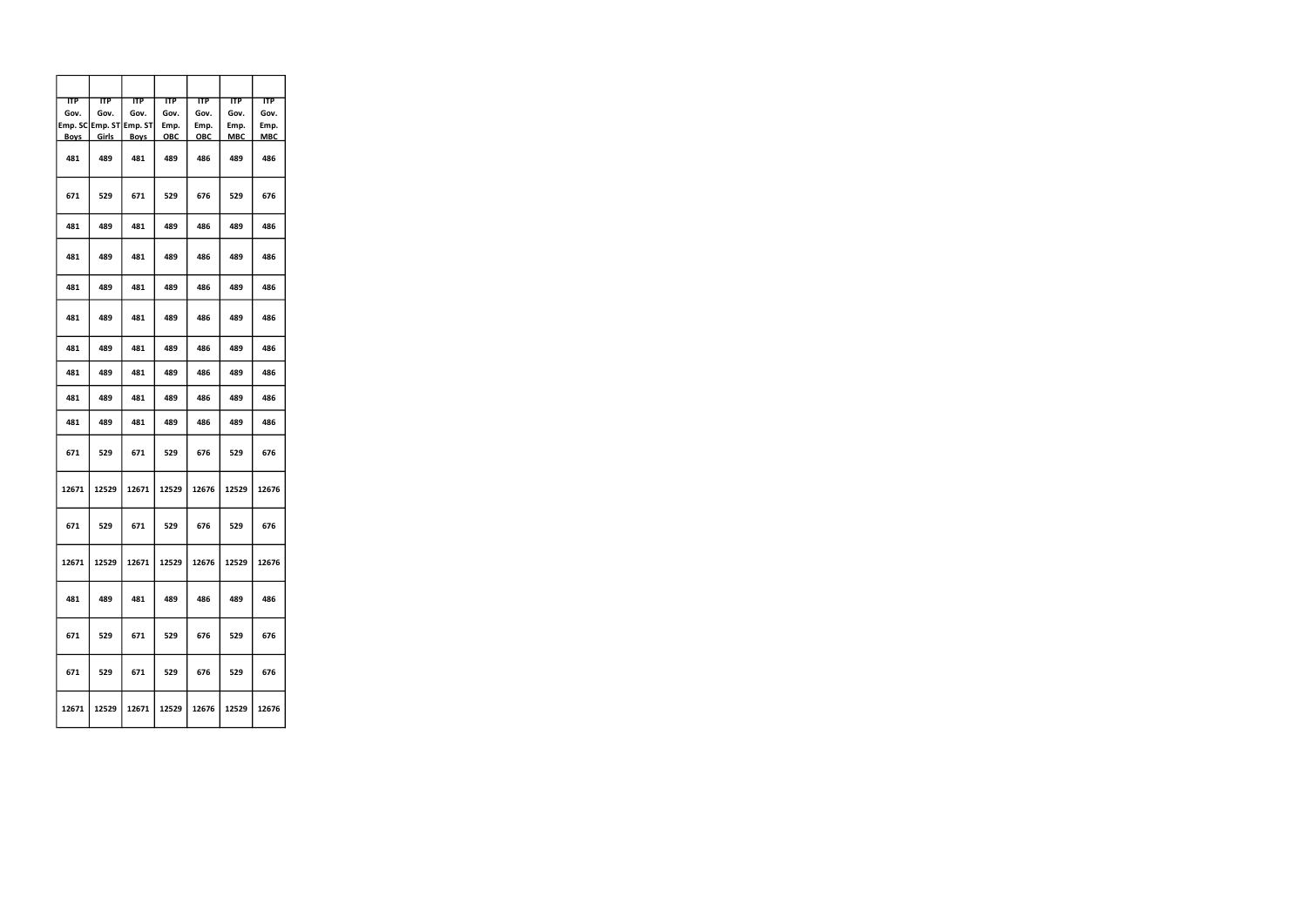| | | | | | | |
|---|---|---|---|---|---|---|
| ITP Gov. Emp. SC Boys | ITP Gov. Emp. ST Girls | ITP Gov. Emp. ST Boys | ITP Gov. Emp. OBC | ITP Gov. Emp. OBC | ITP Gov. Emp. MBC | ITP Gov. Emp. MBC |
| 481 | 489 | 481 | 489 | 486 | 489 | 486 |
| 671 | 529 | 671 | 529 | 676 | 529 | 676 |
| 481 | 489 | 481 | 489 | 486 | 489 | 486 |
| 481 | 489 | 481 | 489 | 486 | 489 | 486 |
| 481 | 489 | 481 | 489 | 486 | 489 | 486 |
| 481 | 489 | 481 | 489 | 486 | 489 | 486 |
| 481 | 489 | 481 | 489 | 486 | 489 | 486 |
| 481 | 489 | 481 | 489 | 486 | 489 | 486 |
| 481 | 489 | 481 | 489 | 486 | 489 | 486 |
| 481 | 489 | 481 | 489 | 486 | 489 | 486 |
| 671 | 529 | 671 | 529 | 676 | 529 | 676 |
| 12671 | 12529 | 12671 | 12529 | 12676 | 12529 | 12676 |
| 671 | 529 | 671 | 529 | 676 | 529 | 676 |
| 12671 | 12529 | 12671 | 12529 | 12676 | 12529 | 12676 |
| 481 | 489 | 481 | 489 | 486 | 489 | 486 |
| 671 | 529 | 671 | 529 | 676 | 529 | 676 |
| 671 | 529 | 671 | 529 | 676 | 529 | 676 |
| 12671 | 12529 | 12671 | 12529 | 12676 | 12529 | 12676 |